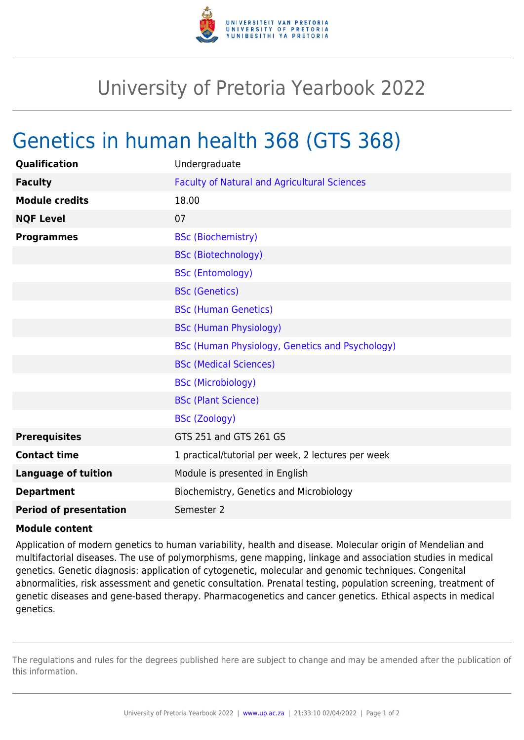# University of Pretoria Yearbook 2022

## Genetics in human health 368 (GTS 368)

| | |
|---|---|
| **Qualification** | Undergraduate |
| **Faculty** | Faculty of Natural and Agricultural Sciences |
| **Module credits** | 18.00 |
| **NQF Level** | 07 |
| **Programmes** | BSc (Biochemistry) |
| | BSc (Biotechnology) |
| | BSc (Entomology) |
| | BSc (Genetics) |
| | BSc (Human Genetics) |
| | BSc (Human Physiology) |
| | BSc (Human Physiology, Genetics and Psychology) |
| | BSc (Medical Sciences) |
| | BSc (Microbiology) |
| | BSc (Plant Science) |
| | BSc (Zoology) |
| **Prerequisites** | GTS 251 and GTS 261 GS |
| **Contact time** | 1 practical/tutorial per week, 2 lectures per week |
| **Language of tuition** | Module is presented in English |
| **Department** | Biochemistry, Genetics and Microbiology |
| **Period of presentation** | Semester 2 |

**Module content**

Application of modern genetics to human variability, health and disease. Molecular origin of Mendelian and multifactorial diseases. The use of polymorphisms, gene mapping, linkage and association studies in medical genetics. Genetic diagnosis: application of cytogenetic, molecular and genomic techniques. Congenital abnormalities, risk assessment and genetic consultation. Prenatal testing, population screening, treatment of genetic diseases and gene-based therapy. Pharmacogenetics and cancer genetics. Ethical aspects in medical genetics.

The regulations and rules for the degrees published here are subject to change and may be amended after the publication of this information.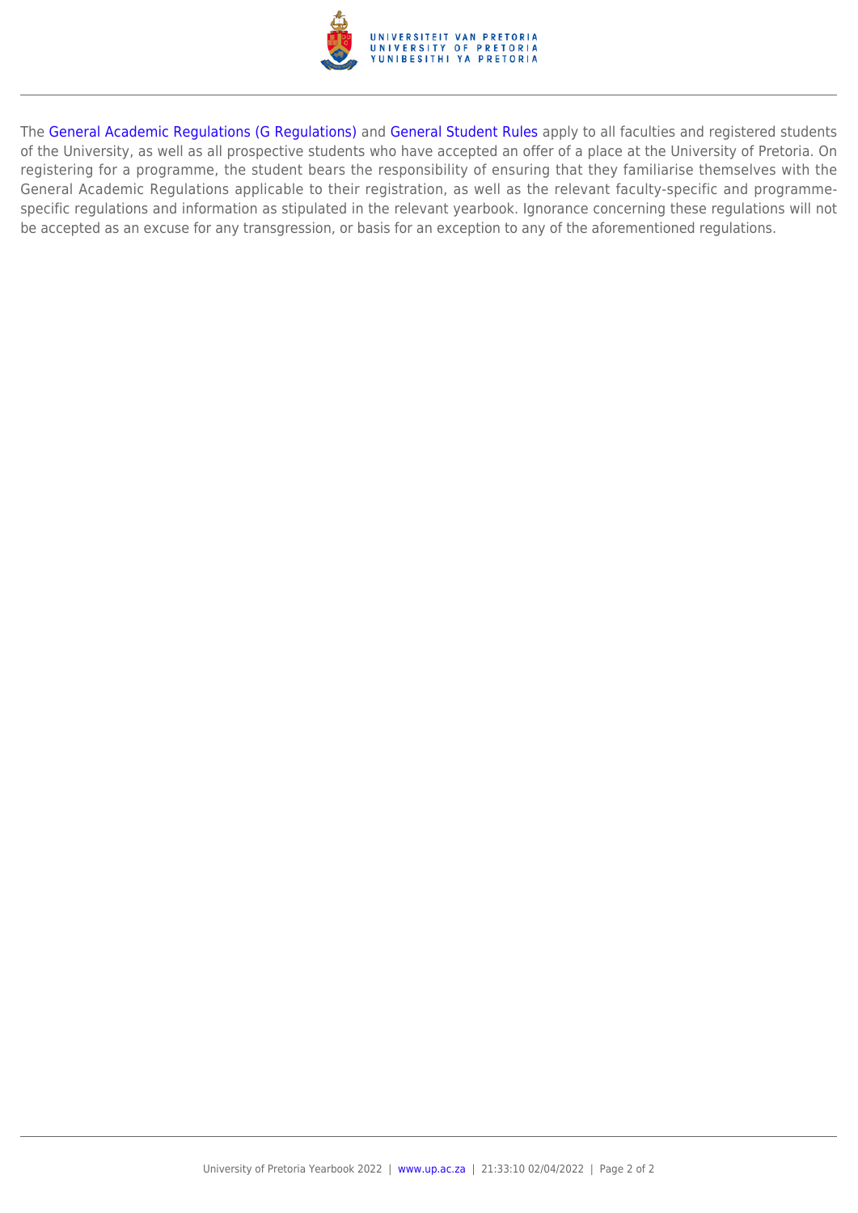The General Academic Regulations (G Regulations) and General Student Rules apply to all faculties and registered students of the University, as well as all prospective students who have accepted an offer of a place at the University of Pretoria. On registering for a programme, the student bears the responsibility of ensuring that they familiarise themselves with the General Academic Regulations applicable to their registration, as well as the relevant faculty-specific and programme-specific regulations and information as stipulated in the relevant yearbook. Ignorance concerning these regulations will not be accepted as an excuse for any transgression, or basis for an exception to any of the aforementioned regulations.